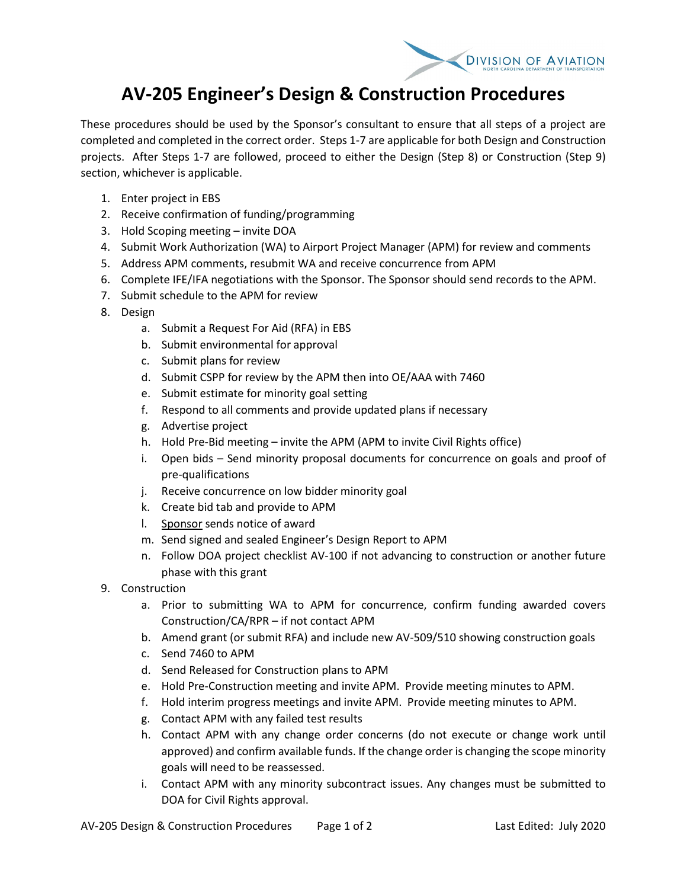# AV-205 Engineer's Design & Construction Procedures

These procedures should be used by the Sponsor's consultant to ensure that all steps of a project are completed and completed in the correct order. Steps 1-7 are applicable for both Design and Construction projects. After Steps 1-7 are followed, proceed to either the Design (Step 8) or Construction (Step 9) section, whichever is applicable.

1. Enter project in EBS
2. Receive confirmation of funding/programming
3. Hold Scoping meeting – invite DOA
4. Submit Work Authorization (WA) to Airport Project Manager (APM) for review and comments
5. Address APM comments, resubmit WA and receive concurrence from APM
6. Complete IFE/IFA negotiations with the Sponsor. The Sponsor should send records to the APM.
7. Submit schedule to the APM for review
8. Design
   a. Submit a Request For Aid (RFA) in EBS
   b. Submit environmental for approval
   c. Submit plans for review
   d. Submit CSPP for review by the APM then into OE/AAA with 7460
   e. Submit estimate for minority goal setting
   f. Respond to all comments and provide updated plans if necessary
   g. Advertise project
   h. Hold Pre-Bid meeting – invite the APM (APM to invite Civil Rights office)
   i. Open bids – Send minority proposal documents for concurrence on goals and proof of pre-qualifications
   j. Receive concurrence on low bidder minority goal
   k. Create bid tab and provide to APM
   l. <u>Sponsor</u> sends notice of award
   m. Send signed and sealed Engineer's Design Report to APM
   n. Follow DOA project checklist AV-100 if not advancing to construction or another future phase with this grant
9. Construction
   a. Prior to submitting WA to APM for concurrence, confirm funding awarded covers Construction/CA/RPR – if not contact APM
   b. Amend grant (or submit RFA) and include new AV-509/510 showing construction goals
   c. Send 7460 to APM
   d. Send Released for Construction plans to APM
   e. Hold Pre-Construction meeting and invite APM. Provide meeting minutes to APM.
   f. Hold interim progress meetings and invite APM. Provide meeting minutes to APM.
   g. Contact APM with any failed test results
   h. Contact APM with any change order concerns (do not execute or change work until approved) and confirm available funds. If the change order is changing the scope minority goals will need to be reassessed.
   i. Contact APM with any minority subcontract issues. Any changes must be submitted to DOA for Civil Rights approval.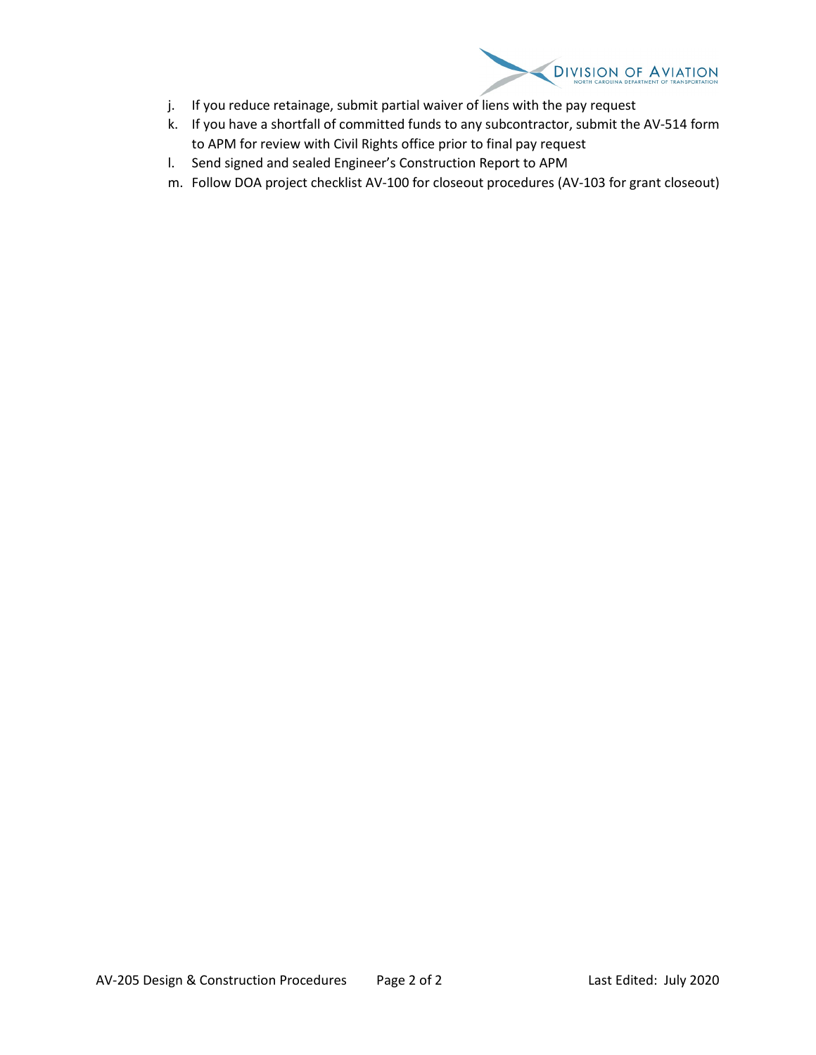j. If you reduce retainage, submit partial waiver of liens with the pay request
k. If you have a shortfall of committed funds to any subcontractor, submit the AV-514 form to APM for review with Civil Rights office prior to final pay request
l. Send signed and sealed Engineer's Construction Report to APM
m. Follow DOA project checklist AV-100 for closeout procedures (AV-103 for grant closeout)